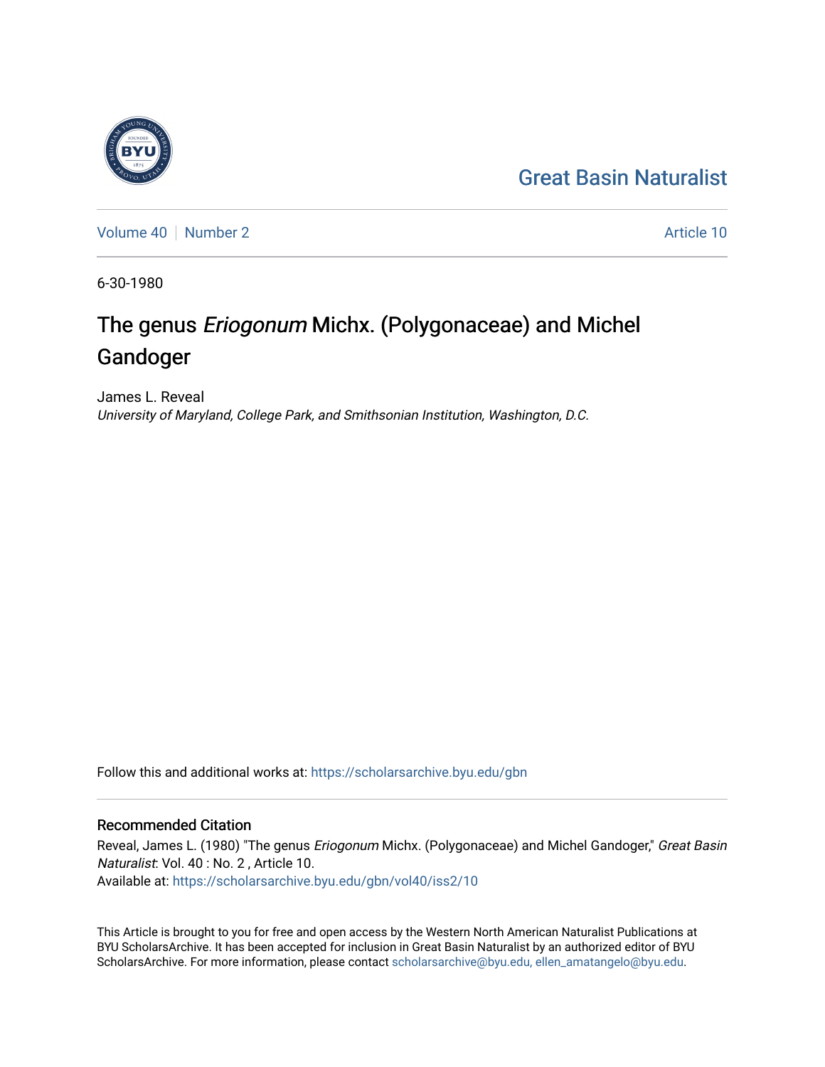Great Basin Naturalist

Volume 40 | Number 2 | Article 10

6-30-1980

# The genus *Eriogonum* Michx. (Polygonaceae) and Michel Gandoger

James L. Reveal
*University of Maryland, College Park, and Smithsonian Institution, Washington, D.C.*

Follow this and additional works at: https://scholarsarchive.byu.edu/gbn

## Recommended Citation

Reveal, James L. (1980) "The genus *Eriogonum* Michx. (Polygonaceae) and Michel Gandoger," *Great Basin Naturalist*: Vol. 40 : No. 2 , Article 10.
Available at: https://scholarsarchive.byu.edu/gbn/vol40/iss2/10

This Article is brought to you for free and open access by the Western North American Naturalist Publications at BYU ScholarsArchive. It has been accepted for inclusion in Great Basin Naturalist by an authorized editor of BYU ScholarsArchive. For more information, please contact scholarsarchive@byu.edu, ellen_amatangelo@byu.edu.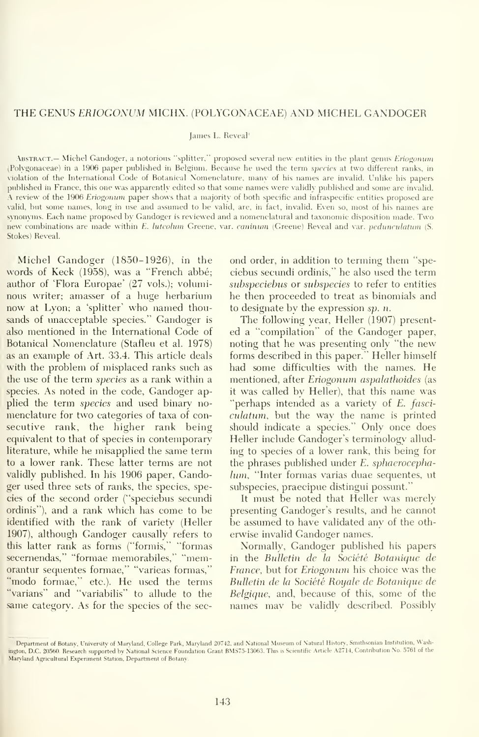# THE GENUS *ERIOGONUM* MICHX. (POLYGONACEAE) AND MICHEL GANDOGER

James L. Reveal[1]

ABSTRACT.— Michel Gandoger, a notorious "splitter," proposed several new entities in the plant genus *Eriogonum* (Polygonaceae) in a 1906 paper published in Belgium. Because he used the term *species* at two different ranks, in violation of the International Code of Botanical Nomenclature, many of his names are invalid. Unlike his papers published in France, this one was apparently edited so that some names were validly published and some are invalid. A review of the 1906 *Eriogonum* paper shows that a majority of both specific and infraspecific entities proposed are valid, but some names, long in use and assumed to be valid, are, in fact, invalid. Even so, most of his names are synonyms. Each name proposed by Gandoger is reviewed and a nomenclatural and taxonomic disposition made. Two new combinations are made within *E. luteolum* Greene, var. *caninum* (Greene) Reveal and var. *pedunculatum* (S. Stokes) Reveal.

Michel Gandoger (1850–1926), in the words of Keck (1958), was a "French abbé; author of 'Flora Europae' (27 vols.); voluminous writer; amasser of a huge herbarium now at Lyon; a 'splitter' who named thousands of unacceptable species." Gandoger is also mentioned in the International Code of Botanical Nomenclature (Stafleu et al. 1978) as an example of Art. 33.4. This article deals with the problem of misplaced ranks such as the use of the term *species* as a rank within a species. As noted in the code, Gandoger applied the term *species* and used binary nomenclature for two categories of taxa of consecutive rank, the higher rank being equivalent to that of species in contemporary literature, while he misapplied the same term to a lower rank. These latter terms are not validly published. In his 1906 paper, Gandoger used three sets of ranks, the species, species of the second order ("speciebus secundi ordinis"), and a rank which has come to be identified with the rank of variety (Heller 1907), although Gandoger causally refers to this latter rank as forms ("formis," "formas secernendas," "formae memorabiles," "memorantur sequentes formae," "varieas formas," "modo formae," etc.). He used the terms "varians" and "variabilis" to allude to the same category. As for the species of the second order, in addition to terming them "speciebus secundi ordinis," he also used the term *subspeciebus* or *subspecies* to refer to entities he then proceeded to treat as binomials and to designate by the expression *sp. n.*

The following year, Heller (1907) presented a "compilation" of the Gandoger paper, noting that he was presenting only "the new forms described in this paper." Heller himself had some difficulties with the names. He mentioned, after *Eriogonum aspalathoides* (as it was called by Heller), that this name was "perhaps intended as a variety of *E. fasciculatum*, but the way the name is printed should indicate a species." Only once does Heller include Gandoger's terminology alluding to species of a lower rank, this being for the phrases published under *E. sphaerocephalum*, "Inter formas varias duae sequentes, ut subspecies, praecipue distingui possunt."

It must be noted that Heller was merely presenting Gandoger's results, and he cannot be assumed to have validated any of the otherwise invalid Gandoger names.

Normally, Gandoger published his papers in the *Bulletin de la Société Botanique de France*, but for *Eriogonum* his choice was the *Bulletin de la Société Royale de Botanique de Belgique*, and, because of this, some of the names may be validly described. Possibly

[1] Department of Botany, University of Maryland, College Park, Maryland 20742, and National Museum of Natural History, Smithsonian Institution, Washington, D.C. 20560. Research supported by National Science Foundation Grant BMS75-13063. This is Scientific Article A2714, Contribution No. 5761 of the Maryland Agricultural Experiment Station, Department of Botany.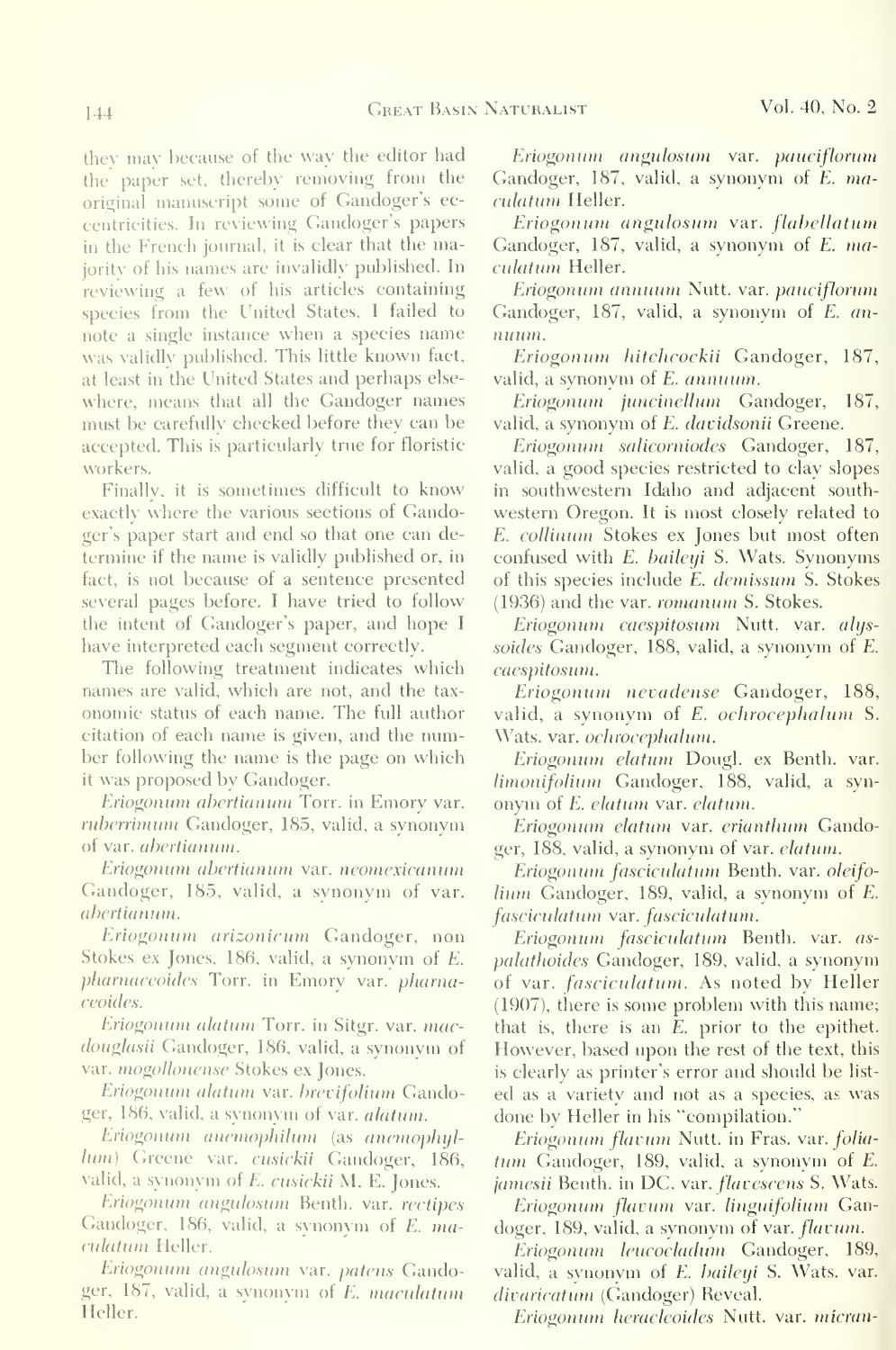they may because of the way the editor had the paper set, thereby removing from the original manuscript some of Gandoger's eccentricities. In reviewing Gandoger's papers in the French journal, it is clear that the majority of his names are invalidly published. In reviewing a few of his articles containing species from the United States, I failed to note a single instance when a species name was validly published. This little known fact, at least in the United States and perhaps elsewhere, means that all the Gandoger names must be carefully checked before they can be accepted. This is particularly true for floristic workers.

Finally, it is sometimes difficult to know exactly where the various sections of Gandoger's paper start and end so that one can determine if the name is validly published or, in fact, is not because of a sentence presented several pages before. I have tried to follow the intent of Gandoger's paper, and hope I have interpreted each segment correctly.

The following treatment indicates which names are valid, which are not, and the taxonomic status of each name. The full author citation of each name is given, and the number following the name is the page on which it was proposed by Gandoger.

*Eriogonum abertianum* Torr. in Emory var. *ruberrimum* Gandoger, 185, valid, a synonym of var. *abertianum*.

*Eriogonum abertianum* var. *neomexicanum* Gandoger, 185, valid, a synonym of var. *abertianum*.

*Eriogonum arizonicum* Gandoger, non Stokes ex Jones, 186, valid, a synonym of *E. pharnaceoides* Torr. in Emory var. *pharnaceoides*.

*Eriogonum alatum* Torr. in Sitgr. var. *macdouglasii* Gandoger, 186, valid, a synonym of var. *mogollonense* Stokes ex Jones.

*Eriogonum alatum* var. *brevifolium* Gandoger, 186, valid, a synonym of var. *alatum*.

*Eriogonum anemophilum* (as *anemophyllum*) Greene var. *cusickii* Gandoger, 186, valid, a synonym of *E. cusickii* M. E. Jones.

*Eriogonum angulosum* Benth. var. *rectipes* Gandoger, 186, valid, a synonym of *E. maculatum* Heller.

*Eriogonum angulosum* var. *patens* Gandoger, 187, valid, a synonym of *E. maculatum* Heller.

*Eriogonum angulosum* var. *pauciflorum* Gandoger, 187, valid, a synonym of *E. maculatum* Heller.

*Eriogonum angulosum* var. *flabellatum* Gandoger, 187, valid, a synonym of *E. maculatum* Heller.

*Eriogonum annuum* Nutt. var. *pauciflorum* Gandoger, 187, valid, a synonym of *E. annuum*.

*Eriogonum hitchcockii* Gandoger, 187, valid, a synonym of *E. annuum*.

*Eriogonum juncinellum* Gandoger, 187, valid, a synonym of *E. davidsonii* Greene.

*Eriogonum salicorniodes* Gandoger, 187, valid, a good species restricted to clay slopes in southwestern Idaho and adjacent southwestern Oregon. It is most closely related to *E. collinum* Stokes ex Jones but most often confused with *E. baileyi* S. Wats. Synonyms of this species include *E. demissum* S. Stokes (1936) and the var. *romanum* S. Stokes.

*Eriogonum caespitosum* Nutt. var. *alyssoides* Gandoger, 188, valid, a synonym of *E. caespitosum*.

*Eriogonum nevadense* Gandoger, 188, valid, a synonym of *E. ochrocephalum* S. Wats. var. *ochrocephalum*.

*Eriogonum elatum* Dougl. ex Benth. var. *limonifolium* Gandoger, 188, valid, a synonym of *E. elatum* var. *elatum*.

*Eriogonum elatum* var. *erianthum* Gandoger, 188, valid, a synonym of var. *elatum*.

*Eriogonum fasciculatum* Benth. var. *oleifolium* Gandoger, 189, valid, a synonym of *E. fasciculatum* var. *fasciculatum*.

*Eriogonum fasciculatum* Benth. var. *aspalathoides* Gandoger, 189, valid, a synonym of var. *fasciculatum*. As noted by Heller (1907), there is some problem with this name; that is, there is an *E.* prior to the epithet. However, based upon the rest of the text, this is clearly as printer's error and should be listed as a variety and not as a species, as was done by Heller in his "compilation."

*Eriogonum flavum* Nutt. in Fras. var. *foliatum* Gandoger, 189, valid, a synonym of *E. jamesii* Benth. in DC. var. *flavescens* S. Wats.

*Eriogonum flavum* var. *linguifolium* Gandoger, 189, valid, a synonym of var. *flavum*.

*Eriogonum leucocladum* Gandoger, 189, valid, a synonym of *E. baileyi* S. Wats. var. *divaricatum* (Gandoger) Reveal.

*Eriogonum heracleoides* Nutt. var. *micran-*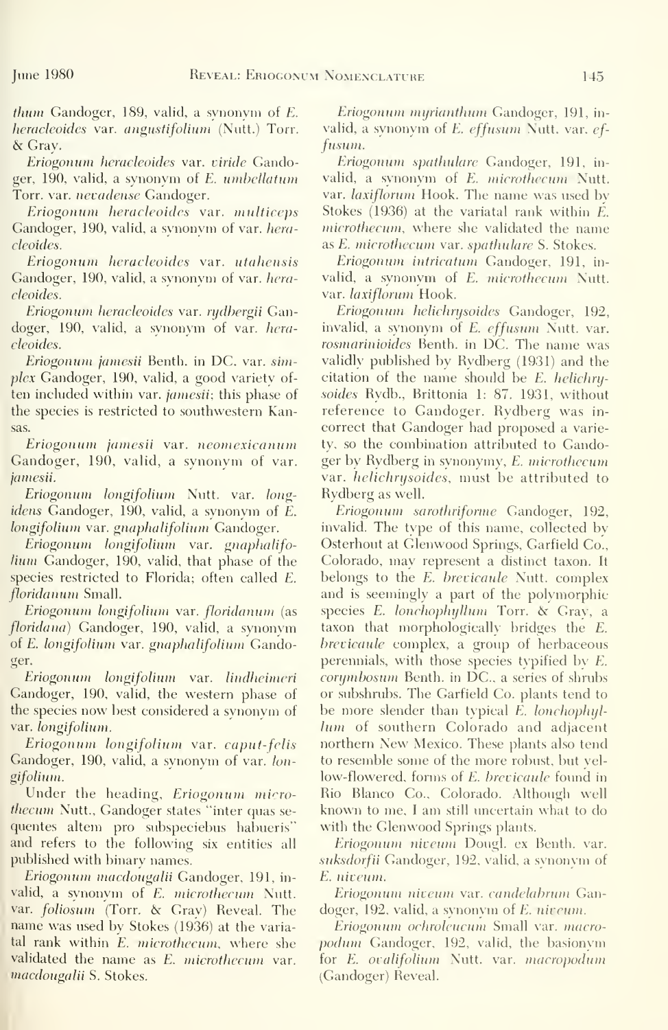*thum* Gandoger, 189, valid, a synonym of *E. heracleoides* var. *angustifolium* (Nutt.) Torr. & Gray.

*Eriogonum heracleoides* var. *viride* Gandoger, 190, valid, a synonym of *E. umbellatum* Torr. var. *nevadense* Gandoger.

*Eriogonum heracleoides* var. *multiceps* Gandoger, 190, valid, a synonym of var. *heracleoides*.

*Eriogonum heracleoides* var. *utahensis* Gandoger, 190, valid, a synonym of var. *heracleoides*.

*Eriogonum heracleoides* var. *rydbergii* Gandoger, 190, valid, a synonym of var. *heracleoides*.

*Eriogonum jamesii* Benth. in DC. var. *simplex* Gandoger, 190, valid, a good variety often included within var. *jamesii*; this phase of the species is restricted to southwestern Kansas.

*Eriogonum jamesii* var. *neomexicanum* Gandoger, 190, valid, a synonym of var. *jamesii*.

*Eriogonum longifolium* Nutt. var. *longidens* Gandoger, 190, valid, a synonym of *E. longifolium* var. *gnaphalifolium* Gandoger.

*Eriogonum longifolium* var. *gnaphalifolium* Gandoger, 190, valid, that phase of the species restricted to Florida; often called *E. floridanum* Small.

*Eriogonum longifolium* var. *floridanum* (as *floridana*) Gandoger, 190, valid, a synonym of *E. longifolium* var. *gnaphalifolium* Gandoger.

*Eriogonum longifolium* var. *lindheimeri* Gandoger, 190, valid, the western phase of the species now best considered a synonym of var. *longifolium*.

*Eriogonum longifolium* var. *caput-felis* Gandoger, 190, valid, a synonym of var. *longifolium*.

Under the heading, *Eriogonum microthecum* Nutt., Gandoger states "inter quas sequentes altem pro subspeciebus habueris" and refers to the following six entities all published with binary names.

*Eriogonum macdougalii* Gandoger, 191, invalid, a synonym of *E. microthecum* Nutt. var. *foliosum* (Torr. & Gray) Reveal. The name was used by Stokes (1936) at the variatal rank within *E. microthecum*, where she validated the name as *E. microthecum* var. *macdougalii* S. Stokes.

*Eriogonum myrianthum* Gandoger, 191, invalid, a synonym of *E. effusum* Nutt. var. *effusum*.

*Eriogonum spathulare* Gandoger, 191, invalid, a synonym of *E. microthecum* Nutt. var. *laxiflorum* Hook. The name was used by Stokes (1936) at the variatal rank within *E. microthecum*, where she validated the name as *E. microthecum* var. *spathulare* S. Stokes.

*Eriogonum intricatum* Gandoger, 191, invalid, a synonym of *E. microthecum* Nutt. var. *laxiflorum* Hook.

*Eriogonum helichrysoides* Gandoger, 192, invalid, a synonym of *E. effusum* Nutt. var. *rosmarinioides* Benth. in DC. The name was validly published by Rydberg (1931) and the citation of the name should be *E. helichrysoides* Rydb., Brittonia 1: 87. 1931, without reference to Gandoger. Rydberg was incorrect that Gandoger had proposed a variety, so the combination attributed to Gandoger by Rydberg in synonymy, *E. microthecum* var. *helichrysoides*, must be attributed to Rydberg as well.

*Eriogonum sarothriforme* Gandoger, 192, invalid. The type of this name, collected by Osterhout at Glenwood Springs, Garfield Co., Colorado, may represent a distinct taxon. It belongs to the *E. brevicaule* Nutt. complex and is seemingly a part of the polymorphic species *E. lonchophyllum* Torr. & Gray, a taxon that morphologically bridges the *E. brevicaule* complex, a group of herbaceous perennials, with those species typified by *E. corymbosum* Benth. in DC., a series of shrubs or subshrubs. The Garfield Co. plants tend to be more slender than typical *E. lonchophyllum* of southern Colorado and adjacent northern New Mexico. These plants also tend to resemble some of the more robust, but yellow-flowered, forms of *E. brevicaule* found in Rio Blanco Co., Colorado. Although well known to me, I am still uncertain what to do with the Glenwood Springs plants.

*Eriogonum niveum* Dougl. ex Benth. var. *suksdorfii* Gandoger, 192, valid, a synonym of *E. niveum*.

*Eriogonum niveum* var. *candelabrum* Gandoger, 192, valid, a synonym of *E. niveum*.

*Eriogonum ochroleucum* Small var. *macropodum* Gandoger, 192, valid, the basionym for *E. ovalifolium* Nutt. var. *macropodum* (Gandoger) Reveal.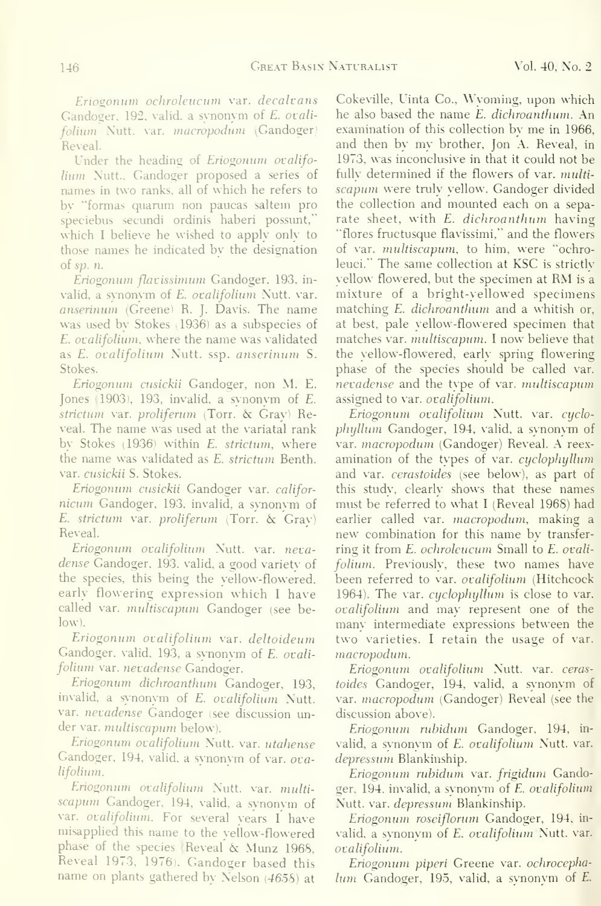*Eriogonum ochroleucum* var. *decalvans* Gandoger, 192, valid, a synonym of *E. ovalifolium* Nutt. var. *macropodum* (Gandoger) Reveal.

Under the heading of *Eriogonum ovalifolium* Nutt., Gandoger proposed a series of names in two ranks, all of which he refers to by "formas quarum non paucas saltem pro speciebus secundi ordinis haberi possunt," which I believe he wished to apply only to those names he indicated by the designation of *sp. n.*

*Eriogonum flavissimum* Gandoger, 193, invalid, a synonym of *E. ovalifolium* Nutt. var. *anserinum* (Greene) R. J. Davis. The name was used by Stokes (1936) as a subspecies of *E. ovalifolium*, where the name was validated as *E. ovalifolium* Nutt. ssp. *anserinum* S. Stokes.

*Eriogonum cusickii* Gandoger, non M. E. Jones (1903), 193, invalid, a synonym of *E. strictum* var. *proliferum* (Torr. & Gray) Reveal. The name was used at the variatal rank by Stokes (1936) within *E. strictum*, where the name was validated as *E. strictum* Benth. var. *cusickii* S. Stokes.

*Eriogonum cusickii* Gandoger var. *californicum* Gandoger, 193, invalid, a synonym of *E. strictum* var. *proliferum* (Torr. & Gray) Reveal.

*Eriogonum ovalifolium* Nutt. var. *nevadense* Gandoger, 193, valid, a good variety of the species, this being the yellow-flowered, early flowering expression which I have called var. *multiscapum* Gandoger (see below).

*Eriogonum ovalifolium* var. *deltoideum* Gandoger, valid, 193, a synonym of *E. ovalifolium* var. *nevadense* Gandoger.

*Eriogonum dichroanthum* Gandoger, 193, invalid, a synonym of *E. ovalifolium* Nutt. var. *nevadense* Gandoger (see discussion under var. *multiscapum* below).

*Eriogonum ovalifolium* Nutt. var. *utahense* Gandoger, 194, valid, a synonym of var. *ovalifolium*.

*Eriogonum ovalifolium* Nutt. var. *multiscapum* Gandoger, 194, valid, a synonym of var. *ovalifolium*. For several years I have misapplied this name to the yellow-flowered phase of the species (Reveal & Munz 1968, Reveal 1973, 1976). Gandoger based this name on plants gathered by Nelson (4658) at Cokeville, Uinta Co., Wyoming, upon which he also based the name *E. dichroanthum*. An examination of this collection by me in 1966, and then by my brother, Jon A. Reveal, in 1973, was inconclusive in that it could not be fully determined if the flowers of var. *multiscapum* were truly yellow. Gandoger divided the collection and mounted each on a separate sheet, with *E. dichroanthum* having "flores fructusque flavissimi," and the flowers of var. *multiscapum*, to him, were "ochroleuci." The same collection at KSC is strictly yellow flowered, but the specimen at RM is a mixture of a bright-yellowed specimens matching *E. dichroanthum* and a whitish or, at best, pale yellow-flowered specimen that matches var. *multiscapum*. I now believe that the yellow-flowered, early spring flowering phase of the species should be called var. *nevadense* and the type of var. *multiscapum* assigned to var. *ovalifolium*.

*Eriogonum ovalifolium* Nutt. var. *cyclophyllum* Gandoger, 194, valid, a synonym of var. *macropodum* (Gandoger) Reveal. A reexamination of the types of var. *cyclophyllum* and var. *cerastoides* (see below), as part of this study, clearly shows that these names must be referred to what I (Reveal 1968) had earlier called var. *macropodum*, making a new combination for this name by transferring it from *E. ochroleucum* Small to *E. ovalifolium*. Previously, these two names have been referred to var. *ovalifolium* (Hitchcock 1964). The var. *cyclophyllum* is close to var. *ovalifolium* and may represent one of the many intermediate expressions between the two varieties. I retain the usage of var. *macropodum*.

*Eriogonum ovalifolium* Nutt. var. *cerastoides* Gandoger, 194, valid, a synonym of var. *macropodum* (Gandoger) Reveal (see the discussion above).

*Eriogonum rubidum* Gandoger, 194, invalid, a synonym of *E. ovalifolium* Nutt. var. *depressum* Blankinship.

*Eriogonum rubidum* var. *frigidum* Gandoger, 194, invalid, a synonym of *E. ovalifolium* Nutt. var. *depressum* Blankinship.

*Eriogonum roseiflorum* Gandoger, 194, invalid, a synonym of *E. ovalifolium* Nutt. var. *ovalifolium*.

*Eriogonum piperi* Greene var. *ochrocephalum* Gandoger, 195, valid, a synonym of *E.*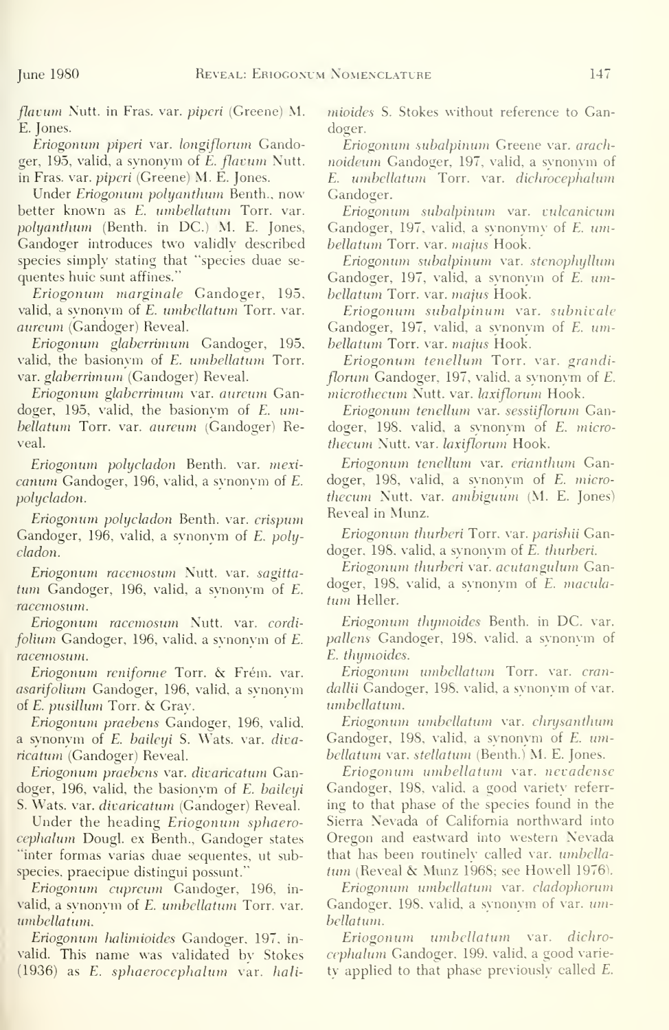*flavum* Nutt. in Fras. var. *piperi* (Greene) M. E. Jones.

*Eriogonum piperi* var. *longiflorum* Gandoger, 195, valid, a synonym of *E. flavum* Nutt. in Fras. var. *piperi* (Greene) M. E. Jones.

Under *Eriogonum polyanthum* Benth., now better known as *E. umbellatum* Torr. var. *polyanthum* (Benth. in DC.) M. E. Jones, Gandoger introduces two validly described species simply stating that "species duae sequentes huic sunt affines."

*Eriogonum marginale* Gandoger, 195, valid, a synonym of *E. umbellatum* Torr. var. *aureum* (Gandoger) Reveal.

*Eriogonum glaberrimum* Gandoger, 195, valid, the basionym of *E. umbellatum* Torr. var. *glaberrimum* (Gandoger) Reveal.

*Eriogonum glaberrimum* var. *aureum* Gandoger, 195, valid, the basionym of *E. umbellatum* Torr. var. *aureum* (Gandoger) Reveal.

*Eriogonum polycladon* Benth. var. *mexicanum* Gandoger, 196, valid, a synonym of *E. polycladon*.

*Eriogonum polycladon* Benth. var. *crispum* Gandoger, 196, valid, a synonym of *E. polycladon*.

*Eriogonum racemosum* Nutt. var. *sagittatum* Gandoger, 196, valid, a synonym of *E. racemosum*.

*Eriogonum racemosum* Nutt. var. *cordifolium* Gandoger, 196, valid, a synonym of *E. racemosum*.

*Eriogonum reniforme* Torr. & Frém. var. *asarifolium* Gandoger, 196, valid, a synonym of *E. pusillum* Torr. & Gray.

*Eriogonum praebens* Gandoger, 196, valid, a synonym of *E. baileyi* S. Wats. var. *divaricatum* (Gandoger) Reveal.

*Eriogonum praebens* var. *divaricatum* Gandoger, 196, valid, the basionym of *E. baileyi* S. Wats. var. *divaricatum* (Gandoger) Reveal.

Under the heading *Eriogonum sphaerocephalum* Dougl. ex Benth., Gandoger states "inter formas varias duae sequentes, ut subspecies, praecipue distingui possunt."

*Eriogonum cupreum* Gandoger, 196, invalid, a synonym of *E. umbellatum* Torr. var. *umbellatum*.

*Eriogonum halimioides* Gandoger, 197, invalid. This name was validated by Stokes (1936) as *E. sphaerocephalum* var. *halimioides* S. Stokes without reference to Gandoger.

*Eriogonum subalpinum* Greene var. *arachnoideum* Gandoger, 197, valid, a synonym of *E. umbellatum* Torr. var. *dichrocephalum* Gandoger.

*Eriogonum subalpinum* var. *vulcanicum* Gandoger, 197, valid, a synonymy of *E. umbellatum* Torr. var. *majus* Hook.

*Eriogonum subalpinum* var. *stenophyllum* Gandoger, 197, valid, a synonym of *E. umbellatum* Torr. var. *majus* Hook.

*Eriogonum subalpinum* var. *subnivale* Gandoger, 197, valid, a synonym of *E. umbellatum* Torr. var. *majus* Hook.

*Eriogonum tenellum* Torr. var. *grandiflorum* Gandoger, 197, valid, a synonym of *E. microthecum* Nutt. var. *laxiflorum* Hook.

*Eriogonum tenellum* var. *sessiiflorum* Gandoger, 198, valid, a synonym of *E. microthecum* Nutt. var. *laxiflorum* Hook.

*Eriogonum tenellum* var. *erianthum* Gandoger, 198, valid, a synonym of *E. microthecum* Nutt. var. *ambiguum* (M. E. Jones) Reveal in Munz.

*Eriogonum thurberi* Torr. var. *parishii* Gandoger, 198, valid, a synonym of *E. thurberi*.

*Eriogonum thurberi* var. *acutangulum* Gandoger, 198, valid, a synonym of *E. maculatum* Heller.

*Eriogonum thymoides* Benth. in DC. var. *pallens* Gandoger, 198, valid, a synonym of *E. thymoides*.

*Eriogonum umbellatum* Torr. var. *crandallii* Gandoger, 198, valid, a synonym of var. *umbellatum*.

*Eriogonum umbellatum* var. *chrysanthum* Gandoger, 198, valid, a synonym of *E. umbellatum* var. *stellatum* (Benth.) M. E. Jones.

*Eriogonum umbellatum* var. *nevadense* Gandoger, 198, valid, a good variety referring to that phase of the species found in the Sierra Nevada of California northward into Oregon and eastward into western Nevada that has been routinely called var. *umbellatum* (Reveal & Munz 1968; see Howell 1976).

*Eriogonum umbellatum* var. *cladophorum* Gandoger, 198, valid, a synonym of var. *umbellatum*.

*Eriogonum umbellatum* var. *dichrocephalum* Gandoger, 199, valid, a good variety applied to that phase previously called *E.*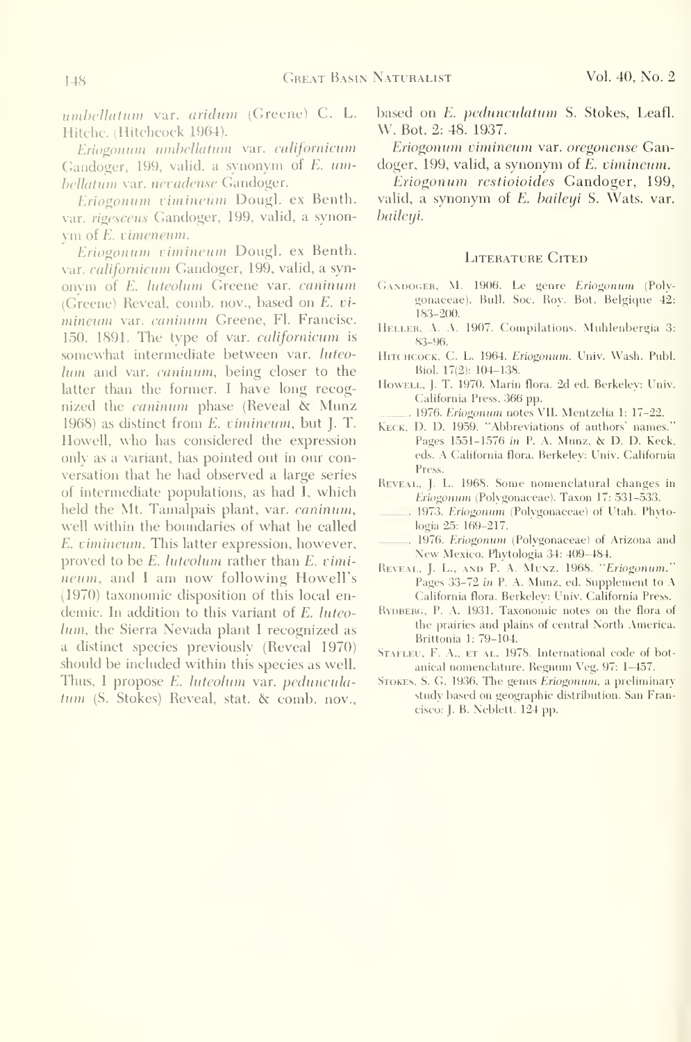*umbellatum* var. *aridum* (Greene) C. L. Hitchc. (Hitchcock 1964).

*Eriogonum umbellatum* var. *californicum* Gandoger, 199, valid, a synonym of *E. umbellatum* var. *nevadense* Gandoger.

*Eriogonum vimineum* Dougl. ex Benth. var. *rigescens* Gandoger, 199, valid, a synonym of *E. vimeneum*.

*Eriogonum vimineum* Dougl. ex Benth. var. *californicum* Gandoger, 199, valid, a synonym of *E. luteolum* Greene var. *caninum* (Greene) Reveal, comb. nov., based on *E. vimineum* var. *caninum* Greene, Fl. Francisc. 150. 1891. The type of var. *californicum* is somewhat intermediate between var. *luteolum* and var. *caninum*, being closer to the latter than the former. I have long recognized the *caninum* phase (Reveal & Munz 1968) as distinct from *E. vimineum*, but J. T. Howell, who has considered the expression only as a variant, has pointed out in our conversation that he had observed a large series of intermediate populations, as had I, which held the Mt. Tamalpais plant, var. *caninum*, well within the boundaries of what he called *E. vimineum*. This latter expression, however, proved to be *E. luteolum* rather than *E. vimineum*, and I am now following Howell's (1970) taxonomic disposition of this local endemic. In addition to this variant of *E. luteolum*, the Sierra Nevada plant I recognized as a distinct species previously (Reveal 1970) should be included within this species as well. Thus, I propose *E. luteolum* var. *pedunculatum* (S. Stokes) Reveal, stat. & comb. nov., based on *E. pedunculatum* S. Stokes, Leafl. W. Bot. 2: 48. 1937.

*Eriogonum vimineum* var. *oregonense* Gandoger, 199, valid, a synonym of *E. vimineum*.

*Eriogonum restioioides* Gandoger, 199, valid, a synonym of *E. baileyi* S. Wats. var. *baileyi*.

## Literature Cited

Gandoger, M. 1906. Le genre *Eriogonum* (Polygonaceae). Bull. Soc. Roy. Bot. Belgique 42: 183–200.

Heller, A. A. 1907. Compilations. Muhlenbergia 3: 83–96.

Hitchcock, C. L. 1964. *Eriogonum*. Univ. Wash. Publ. Biol. 17(2): 104–138.

Howell, J. T. 1970. Marin flora. 2d ed. Berkeley: Univ. California Press. 366 pp.

———. 1976. *Eriogonum* notes VII. Mentzelia 1: 17–22.

Keck, D. D. 1959. "Abbreviations of authors' names." Pages 1551–1576 *in* P. A. Munz, & D. D. Keck, eds. A California flora. Berkeley: Univ. California Press.

Reveal, J. L. 1968. Some nomenclatural changes in *Eriogonum* (Polygonaceae). Taxon 17: 531–533.

———. 1973. *Eriogonum* (Polygonaceae) of Utah. Phytologia 25: 169–217.

———. 1976. *Eriogonum* (Polygonaceae) of Arizona and New Mexico. Phytologia 34: 409–484.

Reveal, J. L., and P. A. Munz. 1968. "*Eriogonum*." Pages 33–72 *in* P. A. Munz, ed. Supplement to A California flora. Berkeley: Univ. California Press.

Rydberg, P. A. 1931. Taxonomic notes on the flora of the prairies and plains of central North America. Brittonia 1: 79–104.

Stafleu, F. A., et al. 1978. International code of botanical nomenclature. Regnum Veg. 97: 1–457.

Stokes, S. G. 1936. The genus *Eriogonum*, a preliminary study based on geographic distribution. San Francisco: J. B. Neblett. 124 pp.